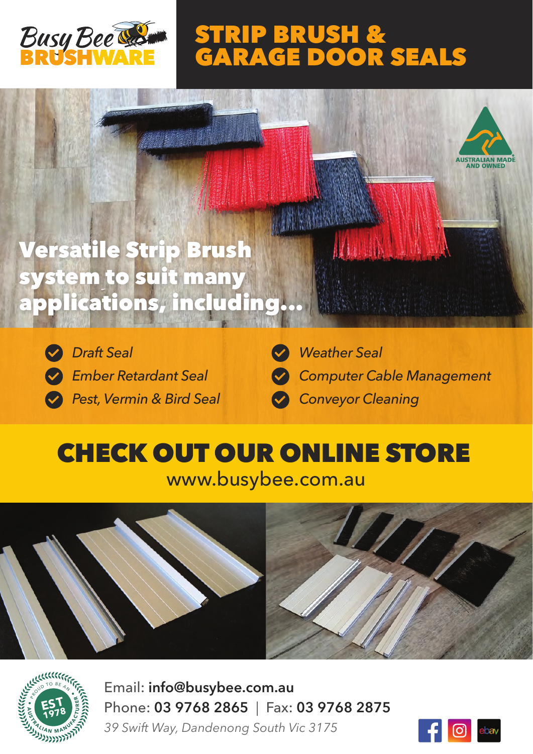Busy Bee BRUSHWARE

# STRIP BRUSH & GARAGE DOOR SEALS

AUSTRALIAN MADE AND OWNED

## Versatile Strip Brush system to suit many applications, including...

- *Draft Seal*
- *Ember Retardant Seal*
- *Pest, Vermin & Bird Seal*
- *Weather Seal*
- *Computer Cable Management*
- *Conveyor Cleaning*

## CHECK OUT OUR ONLINE STORE

www.busybee.com.au

PROUD TO BE AN AUSTRALIAN MANUFACTURER — EST 1978

Email: **info@busybee.com.au**
Phone: **03 9768 2865** | Fax: **03 9768 2875**
*39 Swift Way, Dandenong South Vic 3175*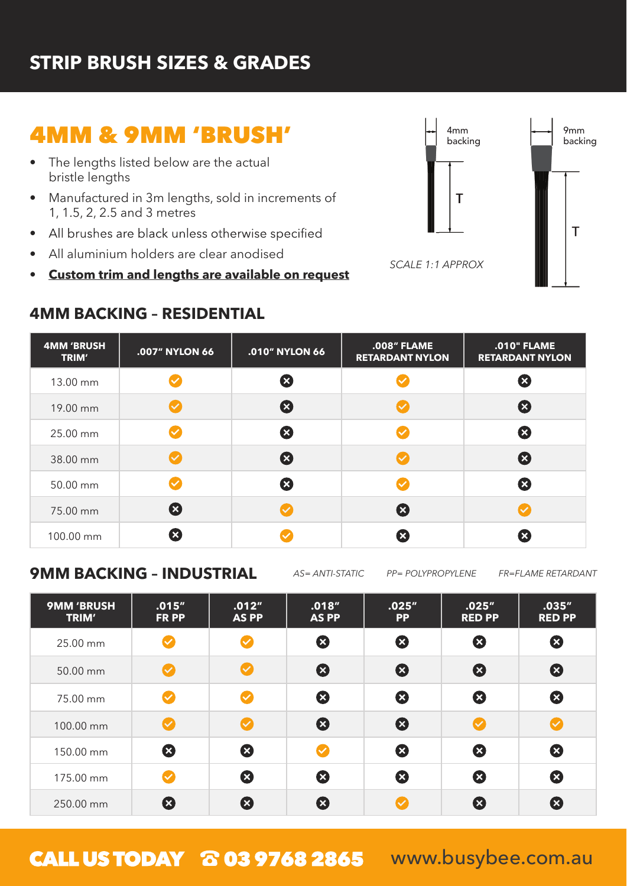# STRIP BRUSH SIZES & GRADES

## 4MM & 9MM 'BRUSH'

- The lengths listed below are the actual bristle lengths
- Manufactured in 3m lengths, sold in increments of 1, 1.5, 2, 2.5 and 3 metres
- All brushes are black unless otherwise specified
- All aluminium holders are clear anodised
- **Custom trim and lengths are available on request**

4mm backing

9mm backing

T

T

*SCALE 1:1 APPROX*

## 4MM BACKING – RESIDENTIAL

| 4MM 'BRUSH TRIM' | .007" NYLON 66 | .010" NYLON 66 | .008" FLAME RETARDANT NYLON | .010" FLAME RETARDANT NYLON |
|---|---|---|---|---|
| 13.00 mm | ✓ | ✗ | ✓ | ✗ |
| 19.00 mm | ✓ | ✗ | ✓ | ✗ |
| 25.00 mm | ✓ | ✗ | ✓ | ✗ |
| 38.00 mm | ✓ | ✗ | ✓ | ✗ |
| 50.00 mm | ✓ | ✗ | ✓ | ✗ |
| 75.00 mm | ✗ | ✓ | ✗ | ✓ |
| 100.00 mm | ✗ | ✓ | ✗ | ✗ |

## 9MM BACKING – INDUSTRIAL

*AS= ANTI-STATIC* *PP= POLYPROPYLENE* *FR=FLAME RETARDANT*

| 9MM 'BRUSH TRIM' | .015" FR PP | .012" AS PP | .018" AS PP | .025" PP | .025" RED PP | .035" RED PP |
|---|---|---|---|---|---|---|
| 25.00 mm | ✓ | ✓ | ✗ | ✗ | ✗ | ✗ |
| 50.00 mm | ✓ | ✓ | ✗ | ✗ | ✗ | ✗ |
| 75.00 mm | ✓ | ✓ | ✗ | ✗ | ✗ | ✗ |
| 100.00 mm | ✓ | ✓ | ✗ | ✗ | ✓ | ✓ |
| 150.00 mm | ✗ | ✗ | ✓ | ✗ | ✗ | ✗ |
| 175.00 mm | ✓ | ✗ | ✗ | ✗ | ✗ | ✗ |
| 250.00 mm | ✗ | ✗ | ✗ | ✓ | ✗ | ✗ |

**CALL US TODAY ☎ 03 9768 2865** www.busybee.com.au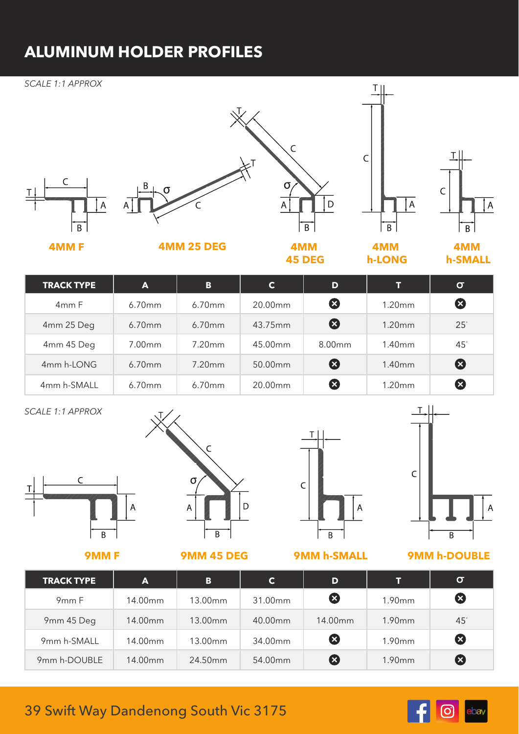# ALUMINUM HOLDER PROFILES

*SCALE 1:1 APPROX*

**4MM F**

**4MM 25 DEG**

**4MM 45 DEG**

**4MM h-LONG**

**4MM h-SMALL**

| TRACK TYPE | A | B | C | D | T | σ |
|---|---|---|---|---|---|---|
| 4mm F | 6.70mm | 6.70mm | 20.00mm | ✖ | 1.20mm | ✖ |
| 4mm 25 Deg | 6.70mm | 6.70mm | 43.75mm | ✖ | 1.20mm | 25˙ |
| 4mm 45 Deg | 7.00mm | 7.20mm | 45.00mm | 8.00mm | 1.40mm | 45˙ |
| 4mm h-LONG | 6.70mm | 7.20mm | 50.00mm | ✖ | 1.40mm | ✖ |
| 4mm h-SMALL | 6.70mm | 6.70mm | 20.00mm | ✖ | 1.20mm | ✖ |

*SCALE 1:1 APPROX*

**9MM F**

**9MM 45 DEG**

**9MM h-SMALL**

**9MM h-DOUBLE**

| TRACK TYPE | A | B | C | D | T | σ |
|---|---|---|---|---|---|---|
| 9mm F | 14.00mm | 13.00mm | 31.00mm | ✖ | 1.90mm | ✖ |
| 9mm 45 Deg | 14.00mm | 13.00mm | 40.00mm | 14.00mm | 1.90mm | 45˙ |
| 9mm h-SMALL | 14.00mm | 13.00mm | 34.00mm | ✖ | 1.90mm | ✖ |
| 9mm h-DOUBLE | 14.00mm | 24.50mm | 54.00mm | ✖ | 1.90mm | ✖ |

39 Swift Way Dandenong South Vic 3175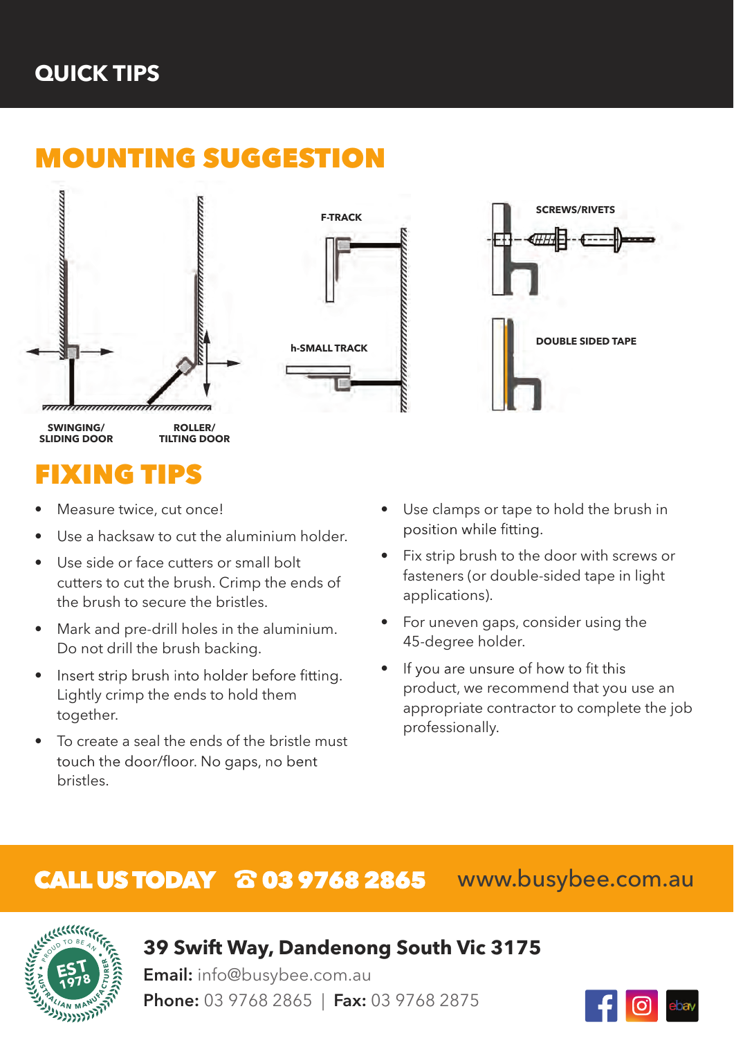# QUICK TIPS

## MOUNTING SUGGESTION

SWINGING/ SLIDING DOOR

ROLLER/ TILTING DOOR

F-TRACK

h-SMALL TRACK

SCREWS/RIVETS

DOUBLE SIDED TAPE

## FIXING TIPS

- Measure twice, cut once!
- Use a hacksaw to cut the aluminium holder.
- Use side or face cutters or small bolt cutters to cut the brush. Crimp the ends of the brush to secure the bristles.
- Mark and pre-drill holes in the aluminium. Do not drill the brush backing.
- Insert strip brush into holder before fitting. Lightly crimp the ends to hold them together.
- To create a seal the ends of the bristle must touch the door/floor. No gaps, no bent bristles.
- Use clamps or tape to hold the brush in position while fitting.
- Fix strip brush to the door with screws or fasteners (or double-sided tape in light applications).
- For uneven gaps, consider using the 45-degree holder.
- If you are unsure of how to fit this product, we recommend that you use an appropriate contractor to complete the job professionally.

**CALL US TODAY ☎ 03 9768 2865** www.busybee.com.au

PROUD TO BE AN AUSTRALIAN MANUFACTURER EST 1978

**39 Swift Way, Dandenong South Vic 3175**

**Email:** info@busybee.com.au

**Phone:** 03 9768 2865 | **Fax:** 03 9768 2875